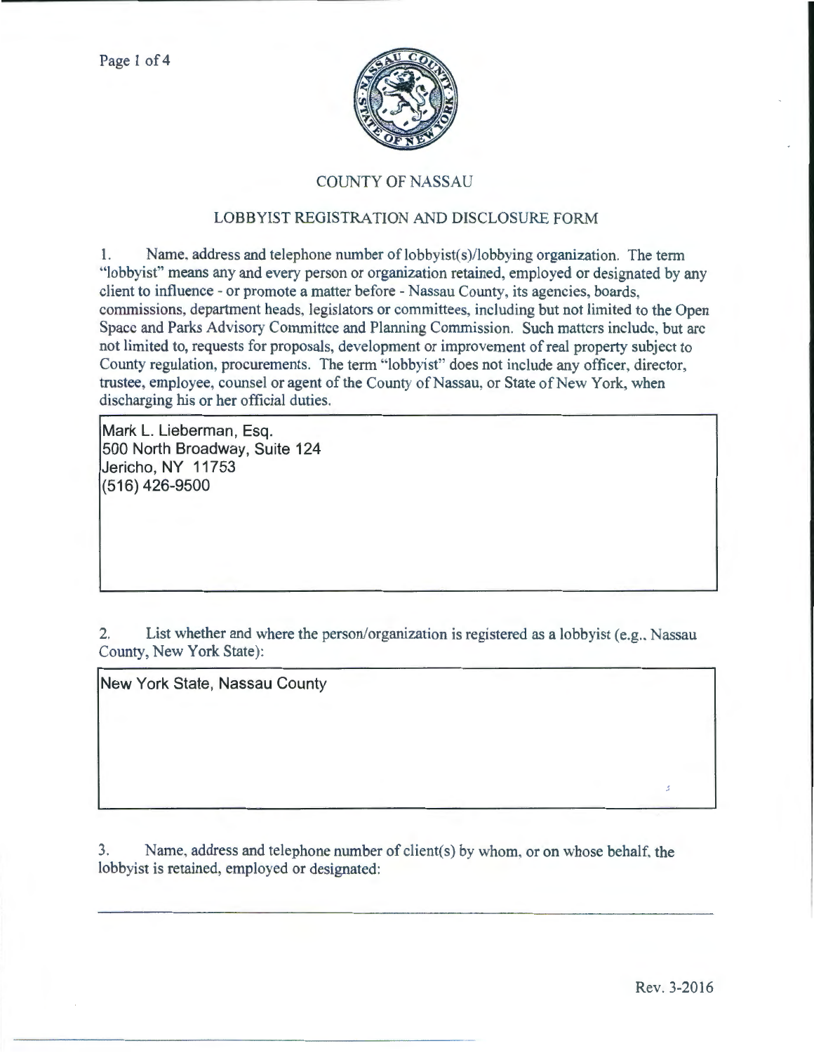# COUNTY OF NASSAU

## LOBBYIST REGISTRATION AND DISCLOSURE FORM

1. Name, address and telephone number of lobbyist(s)/lobbying organization. The term "lobbyist" means any and every person or organization retained, employed or designated by any client to influence - or promote a matter before - Nassau County, its agencies, boards, commissions, department heads, legislators or committees, including but not limited to the Open Space and Parks Advisory Committee and Planning Commission. Such matters include, but are not limited to, requests for proposals, development or improvement of real property subject to County regulation, procurements. The term "lobbyist" does not include any officer, director, trustee, employee, counsel or agent of the County of Nassau, or State of New York, when discharging his or her official duties.

Mark L. Lieberman, Esq.
500 North Broadway, Suite 124
Jericho, NY 11753
(516) 426-9500

2. List whether and where the person/organization is registered as a lobbyist (e.g., Nassau County, New York State):

New York State, Nassau County

3. Name, address and telephone number of client(s) by whom, or on whose behalf, the lobbyist is retained, employed or designated:

Rev. 3-2016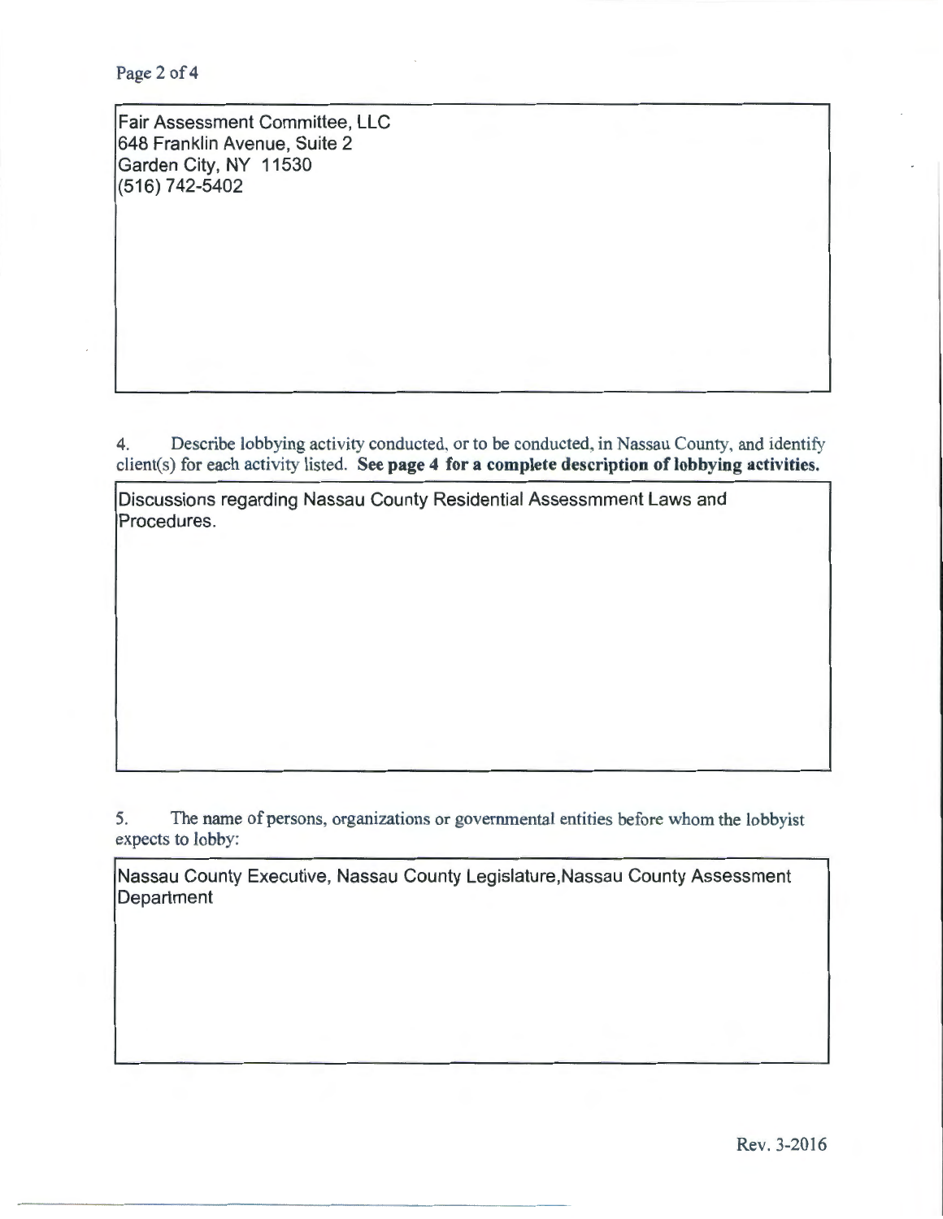Fair Assessment Committee, LLC
648 Franklin Avenue, Suite 2
Garden City, NY 11530
(516) 742-5402

4. Describe lobbying activity conducted, or to be conducted, in Nassau County, and identify client(s) for each activity listed. **See page 4 for a complete description of lobbying activities.**

Discussions regarding Nassau County Residential Assessmment Laws and Procedures.

5. The name of persons, organizations or governmental entities before whom the lobbyist expects to lobby:

Nassau County Executive, Nassau County Legislature,Nassau County Assessment Department

Rev. 3-2016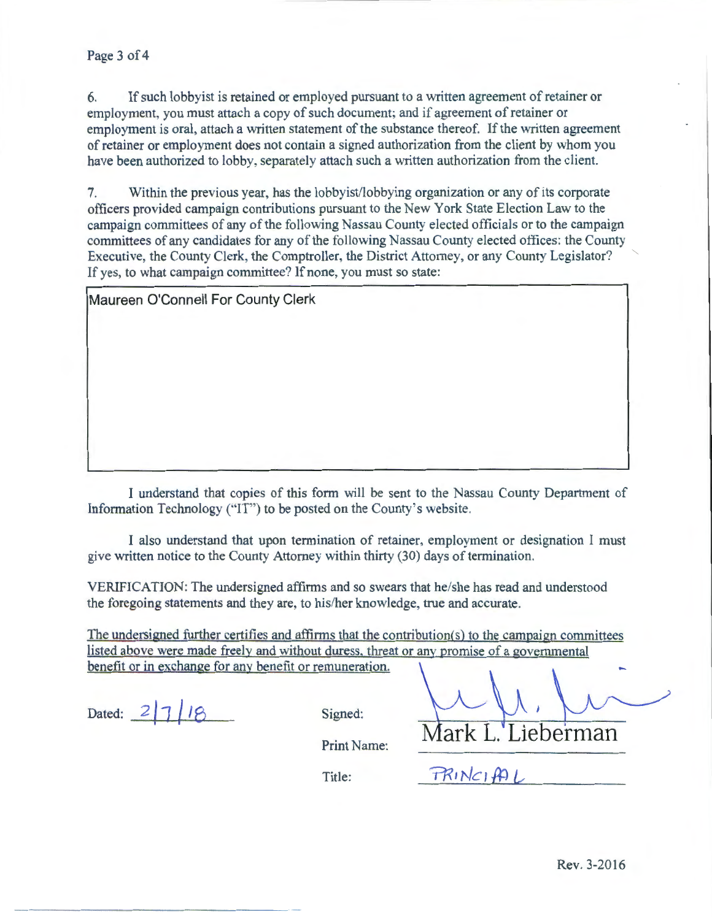6. If such lobbyist is retained or employed pursuant to a written agreement of retainer or employment, you must attach a copy of such document; and if agreement of retainer or employment is oral, attach a written statement of the substance thereof. If the written agreement of retainer or employment does not contain a signed authorization from the client by whom you have been authorized to lobby, separately attach such a written authorization from the client.

7. Within the previous year, has the lobbyist/lobbying organization or any of its corporate officers provided campaign contributions pursuant to the New York State Election Law to the campaign committees of any of the following Nassau County elected officials or to the campaign committees of any candidates for any of the following Nassau County elected offices: the County Executive, the County Clerk, the Comptroller, the District Attorney, or any County Legislator? If yes, to what campaign committee? If none, you must so state:

Maureen O'Connell For County Clerk

I understand that copies of this form will be sent to the Nassau County Department of Information Technology ("IT") to be posted on the County's website.

I also understand that upon termination of retainer, employment or designation I must give written notice to the County Attorney within thirty (30) days of termination.

VERIFICATION: The undersigned affirms and so swears that he/she has read and understood the foregoing statements and they are, to his/her knowledge, true and accurate.

The undersigned further certifies and affirms that the contribution(s) to the campaign committees listed above were made freely and without duress, threat or any promise of a governmental benefit or in exchange for any benefit or remuneration.

Dated: 2/7/18

Signed: [signature]

Print Name: Mark L. Lieberman

Title: PRINCIPAL

Rev. 3-2016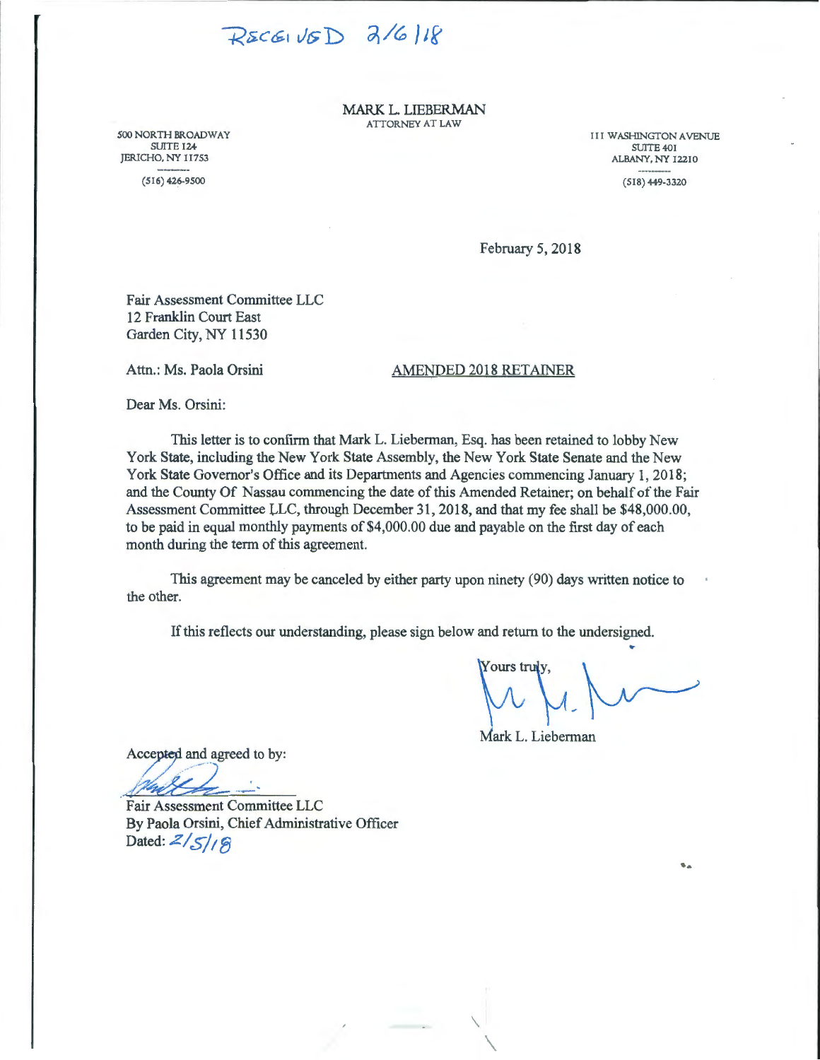RECEIVED 2/6/18

MARK L. LIEBERMAN
ATTORNEY AT LAW

500 NORTH BROADWAY
SUITE 124
JERICHO, NY 11753

(516) 426-9500

111 WASHINGTON AVENUE
SUITE 401
ALBANY, NY 12210

(518) 449-3320

February 5, 2018

Fair Assessment Committee LLC
12 Franklin Court East
Garden City, NY 11530

Attn.: Ms. Paola Orsini

AMENDED 2018 RETAINER

Dear Ms. Orsini:

This letter is to confirm that Mark L. Lieberman, Esq. has been retained to lobby New York State, including the New York State Assembly, the New York State Senate and the New York State Governor's Office and its Departments and Agencies commencing January 1, 2018; and the County Of Nassau commencing the date of this Amended Retainer; on behalf of the Fair Assessment Committee LLC, through December 31, 2018, and that my fee shall be $48,000.00, to be paid in equal monthly payments of $4,000.00 due and payable on the first day of each month during the term of this agreement.

This agreement may be canceled by either party upon ninety (90) days written notice to the other.

If this reflects our understanding, please sign below and return to the undersigned.

Yours truly,

Mark L. Lieberman

Accepted and agreed to by:

Fair Assessment Committee LLC
By Paola Orsini, Chief Administrative Officer
Dated: 2/5/18